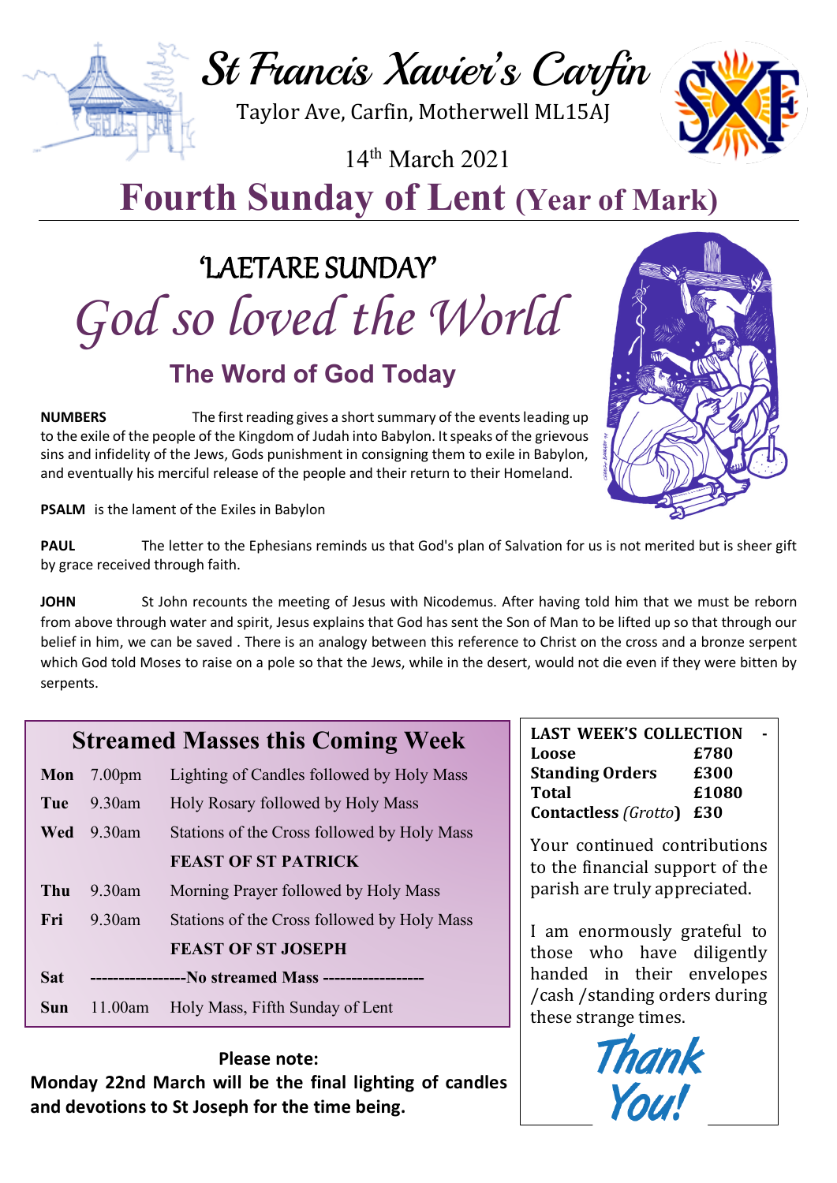# St Francis Xavier's Carfin

Taylor Ave, Carfin, Motherwell ML15AJ

14th March 2021

# Fourth Sunday of Lent (Year of Mark)

## 'LAETARE SUNDAY'

## *God so loved the World*

### The Word of God Today

**NUMBERS** The first reading gives a short summary of the events leading up to the exile of the people of the Kingdom of Judah into Babylon. It speaks of the grievous sins and infidelity of the Jews, Gods punishment in consigning them to exile in Babylon, and eventually his merciful release of the people and their return to their Homeland.

**PSALM** is the lament of the Exiles in Babylon

**PAUL** The letter to the Ephesians reminds us that God's plan of Salvation for us is not merited but is sheer gift by grace received through faith.

**JOHN** St John recounts the meeting of Jesus with Nicodemus. After having told him that we must be reborn from above through water and spirit, Jesus explains that God has sent the Son of Man to be lifted up so that through our belief in him, we can be saved . There is an analogy between this reference to Christ on the cross and a bronze serpent which God told Moses to raise on a pole so that the Jews, while in the desert, would not die even if they were bitten by serpents.

## Streamed Masses this Coming Week

| | | |
|---|---|---|
| **Mon** | 7.00pm | Lighting of Candles followed by Holy Mass |
| **Tue** | 9.30am | Holy Rosary followed by Holy Mass |
| **Wed** | 9.30am | Stations of the Cross followed by Holy Mass |
| | | **FEAST OF ST PATRICK** |
| **Thu** | 9.30am | Morning Prayer followed by Holy Mass |
| **Fri** | 9.30am | Stations of the Cross followed by Holy Mass |
| | | **FEAST OF ST JOSEPH** |
| **Sat** | | **-----------------No streamed Mass ------------------** |
| **Sun** | 11.00am | Holy Mass, Fifth Sunday of Lent |

**Please note:**
**Monday 22nd March will be the final lighting of candles and devotions to St Joseph for the time being.**

| **LAST WEEK'S COLLECTION -** | |
|---|---|
| **Loose** | **£780** |
| **Standing Orders** | **£300** |
| **Total** | **£1080** |
| **Contactless** *(Grotto)* | **£30** |

Your continued contributions to the financial support of the parish are truly appreciated.

I am enormously grateful to those who have diligently handed in their envelopes /cash /standing orders during these strange times.

*Thank You!*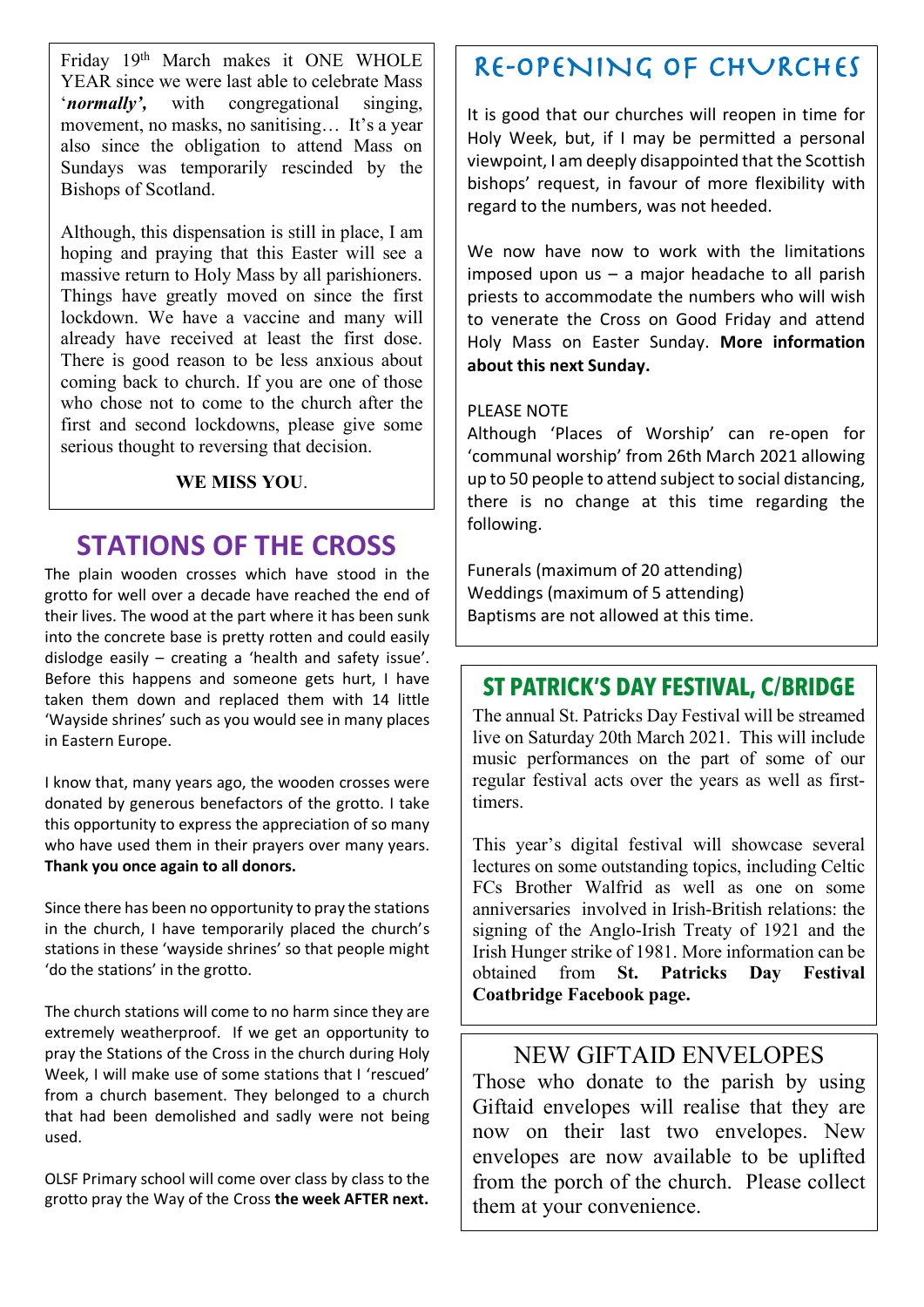Friday 19th March makes it ONE WHOLE YEAR since we were last able to celebrate Mass '***normally'***, with congregational singing, movement, no masks, no sanitising… It's a year also since the obligation to attend Mass on Sundays was temporarily rescinded by the Bishops of Scotland.

Although, this dispensation is still in place, I am hoping and praying that this Easter will see a massive return to Holy Mass by all parishioners. Things have greatly moved on since the first lockdown. We have a vaccine and many will already have received at least the first dose. There is good reason to be less anxious about coming back to church. If you are one of those who chose not to come to the church after the first and second lockdowns, please give some serious thought to reversing that decision.

**WE MISS YOU**.

## STATIONS OF THE CROSS

The plain wooden crosses which have stood in the grotto for well over a decade have reached the end of their lives. The wood at the part where it has been sunk into the concrete base is pretty rotten and could easily dislodge easily – creating a 'health and safety issue'. Before this happens and someone gets hurt, I have taken them down and replaced them with 14 little 'Wayside shrines' such as you would see in many places in Eastern Europe.

I know that, many years ago, the wooden crosses were donated by generous benefactors of the grotto. I take this opportunity to express the appreciation of so many who have used them in their prayers over many years. **Thank you once again to all donors.**

Since there has been no opportunity to pray the stations in the church, I have temporarily placed the church's stations in these 'wayside shrines' so that people might 'do the stations' in the grotto.

The church stations will come to no harm since they are extremely weatherproof. If we get an opportunity to pray the Stations of the Cross in the church during Holy Week, I will make use of some stations that I 'rescued' from a church basement. They belonged to a church that had been demolished and sadly were not being used.

OLSF Primary school will come over class by class to the grotto pray the Way of the Cross **the week AFTER next.**

## RE-OPENING OF CHURCHES

It is good that our churches will reopen in time for Holy Week, but, if I may be permitted a personal viewpoint, I am deeply disappointed that the Scottish bishops' request, in favour of more flexibility with regard to the numbers, was not heeded.

We now have now to work with the limitations imposed upon us – a major headache to all parish priests to accommodate the numbers who will wish to venerate the Cross on Good Friday and attend Holy Mass on Easter Sunday. **More information about this next Sunday.**

PLEASE NOTE

Although 'Places of Worship' can re-open for 'communal worship' from 26th March 2021 allowing up to 50 people to attend subject to social distancing, there is no change at this time regarding the following.

Funerals (maximum of 20 attending)
Weddings (maximum of 5 attending)
Baptisms are not allowed at this time.

## ST PATRICK'S DAY FESTIVAL, C/BRIDGE

The annual St. Patricks Day Festival will be streamed live on Saturday 20th March 2021. This will include music performances on the part of some of our regular festival acts over the years as well as first-timers.

This year's digital festival will showcase several lectures on some outstanding topics, including Celtic FCs Brother Walfrid as well as one on some anniversaries involved in Irish-British relations: the signing of the Anglo-Irish Treaty of 1921 and the Irish Hunger strike of 1981. More information can be obtained from **St. Patricks Day Festival Coatbridge Facebook page.**

## NEW GIFTAID ENVELOPES

Those who donate to the parish by using Giftaid envelopes will realise that they are now on their last two envelopes. New envelopes are now available to be uplifted from the porch of the church. Please collect them at your convenience.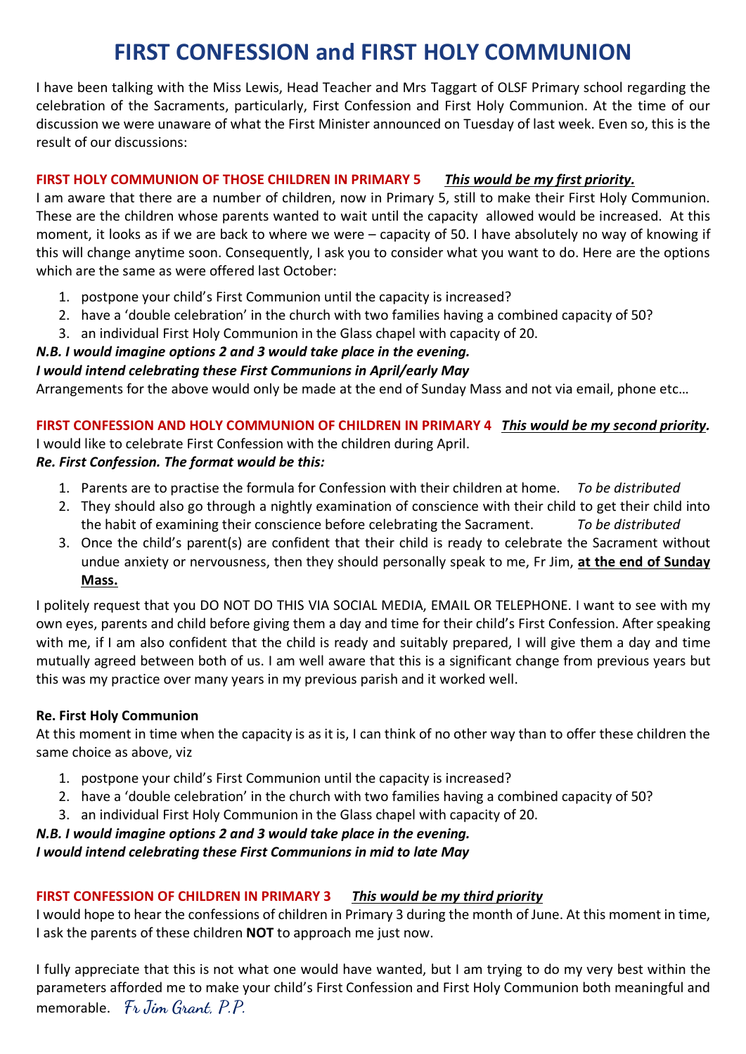# FIRST CONFESSION and FIRST HOLY COMMUNION

I have been talking with the Miss Lewis, Head Teacher and Mrs Taggart of OLSF Primary school regarding the celebration of the Sacraments, particularly, First Confession and First Holy Communion. At the time of our discussion we were unaware of what the First Minister announced on Tuesday of last week. Even so, this is the result of our discussions:

**FIRST HOLY COMMUNION OF THOSE CHILDREN IN PRIMARY 5** ***This would be my first priority.***

I am aware that there are a number of children, now in Primary 5, still to make their First Holy Communion. These are the children whose parents wanted to wait until the capacity allowed would be increased. At this moment, it looks as if we are back to where we were – capacity of 50. I have absolutely no way of knowing if this will change anytime soon. Consequently, I ask you to consider what you want to do. Here are the options which are the same as were offered last October:

1. postpone your child's First Communion until the capacity is increased?
2. have a 'double celebration' in the church with two families having a combined capacity of 50?
3. an individual First Holy Communion in the Glass chapel with capacity of 20.

***N.B. I would imagine options 2 and 3 would take place in the evening.***
***I would intend celebrating these First Communions in April/early May***

Arrangements for the above would only be made at the end of Sunday Mass and not via email, phone etc…

**FIRST CONFESSION AND HOLY COMMUNION OF CHILDREN IN PRIMARY 4** ***This would be my second priority.***

I would like to celebrate First Confession with the children during April.

***Re. First Confession. The format would be this:***

1. Parents are to practise the formula for Confession with their children at home. *To be distributed*
2. They should also go through a nightly examination of conscience with their child to get their child into the habit of examining their conscience before celebrating the Sacrament. *To be distributed*
3. Once the child's parent(s) are confident that their child is ready to celebrate the Sacrament without undue anxiety or nervousness, then they should personally speak to me, Fr Jim, **at the end of Sunday Mass.**

I politely request that you DO NOT DO THIS VIA SOCIAL MEDIA, EMAIL OR TELEPHONE. I want to see with my own eyes, parents and child before giving them a day and time for their child's First Confession. After speaking with me, if I am also confident that the child is ready and suitably prepared, I will give them a day and time mutually agreed between both of us. I am well aware that this is a significant change from previous years but this was my practice over many years in my previous parish and it worked well.

**Re. First Holy Communion**

At this moment in time when the capacity is as it is, I can think of no other way than to offer these children the same choice as above, viz

1. postpone your child's First Communion until the capacity is increased?
2. have a 'double celebration' in the church with two families having a combined capacity of 50?
3. an individual First Holy Communion in the Glass chapel with capacity of 20.

***N.B. I would imagine options 2 and 3 would take place in the evening.***
***I would intend celebrating these First Communions in mid to late May***

**FIRST CONFESSION OF CHILDREN IN PRIMARY 3** ***This would be my third priority***

I would hope to hear the confessions of children in Primary 3 during the month of June. At this moment in time, I ask the parents of these children **NOT** to approach me just now.

I fully appreciate that this is not what one would have wanted, but I am trying to do my very best within the parameters afforded me to make your child's First Confession and First Holy Communion both meaningful and memorable. *Fr Jim Grant, P.P.*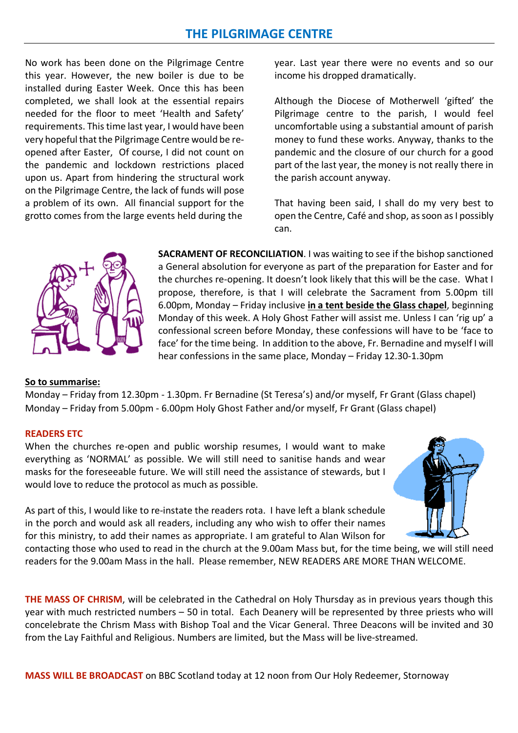## THE PILGRIMAGE CENTRE

No work has been done on the Pilgrimage Centre this year. However, the new boiler is due to be installed during Easter Week. Once this has been completed, we shall look at the essential repairs needed for the floor to meet 'Health and Safety' requirements. This time last year, I would have been very hopeful that the Pilgrimage Centre would be re-opened after Easter, Of course, I did not count on the pandemic and lockdown restrictions placed upon us. Apart from hindering the structural work on the Pilgrimage Centre, the lack of funds will pose a problem of its own. All financial support for the grotto comes from the large events held during the year. Last year there were no events and so our income his dropped dramatically.

Although the Diocese of Motherwell 'gifted' the Pilgrimage centre to the parish, I would feel uncomfortable using a substantial amount of parish money to fund these works. Anyway, thanks to the pandemic and the closure of our church for a good part of the last year, the money is not really there in the parish account anyway.

That having been said, I shall do my very best to open the Centre, Café and shop, as soon as I possibly can.

**SACRAMENT OF RECONCILIATION**. I was waiting to see if the bishop sanctioned a General absolution for everyone as part of the preparation for Easter and for the churches re-opening. It doesn't look likely that this will be the case. What I propose, therefore, is that I will celebrate the Sacrament from 5.00pm till 6.00pm, Monday – Friday inclusive **in a tent beside the Glass chapel**, beginning Monday of this week. A Holy Ghost Father will assist me. Unless I can 'rig up' a confessional screen before Monday, these confessions will have to be 'face to face' for the time being. In addition to the above, Fr. Bernadine and myself I will hear confessions in the same place, Monday – Friday 12.30-1.30pm

**So to summarise:**

Monday – Friday from 12.30pm - 1.30pm. Fr Bernadine (St Teresa's) and/or myself, Fr Grant (Glass chapel)
Monday – Friday from 5.00pm - 6.00pm Holy Ghost Father and/or myself, Fr Grant (Glass chapel)

**READERS ETC**

When the churches re-open and public worship resumes, I would want to make everything as 'NORMAL' as possible. We will still need to sanitise hands and wear masks for the foreseeable future. We will still need the assistance of stewards, but I would love to reduce the protocol as much as possible.

As part of this, I would like to re-instate the readers rota. I have left a blank schedule in the porch and would ask all readers, including any who wish to offer their names for this ministry, to add their names as appropriate. I am grateful to Alan Wilson for contacting those who used to read in the church at the 9.00am Mass but, for the time being, we will still need readers for the 9.00am Mass in the hall. Please remember, NEW READERS ARE MORE THAN WELCOME.

**THE MASS OF CHRISM**, will be celebrated in the Cathedral on Holy Thursday as in previous years though this year with much restricted numbers – 50 in total. Each Deanery will be represented by three priests who will concelebrate the Chrism Mass with Bishop Toal and the Vicar General. Three Deacons will be invited and 30 from the Lay Faithful and Religious. Numbers are limited, but the Mass will be live-streamed.

**MASS WILL BE BROADCAST** on BBC Scotland today at 12 noon from Our Holy Redeemer, Stornoway